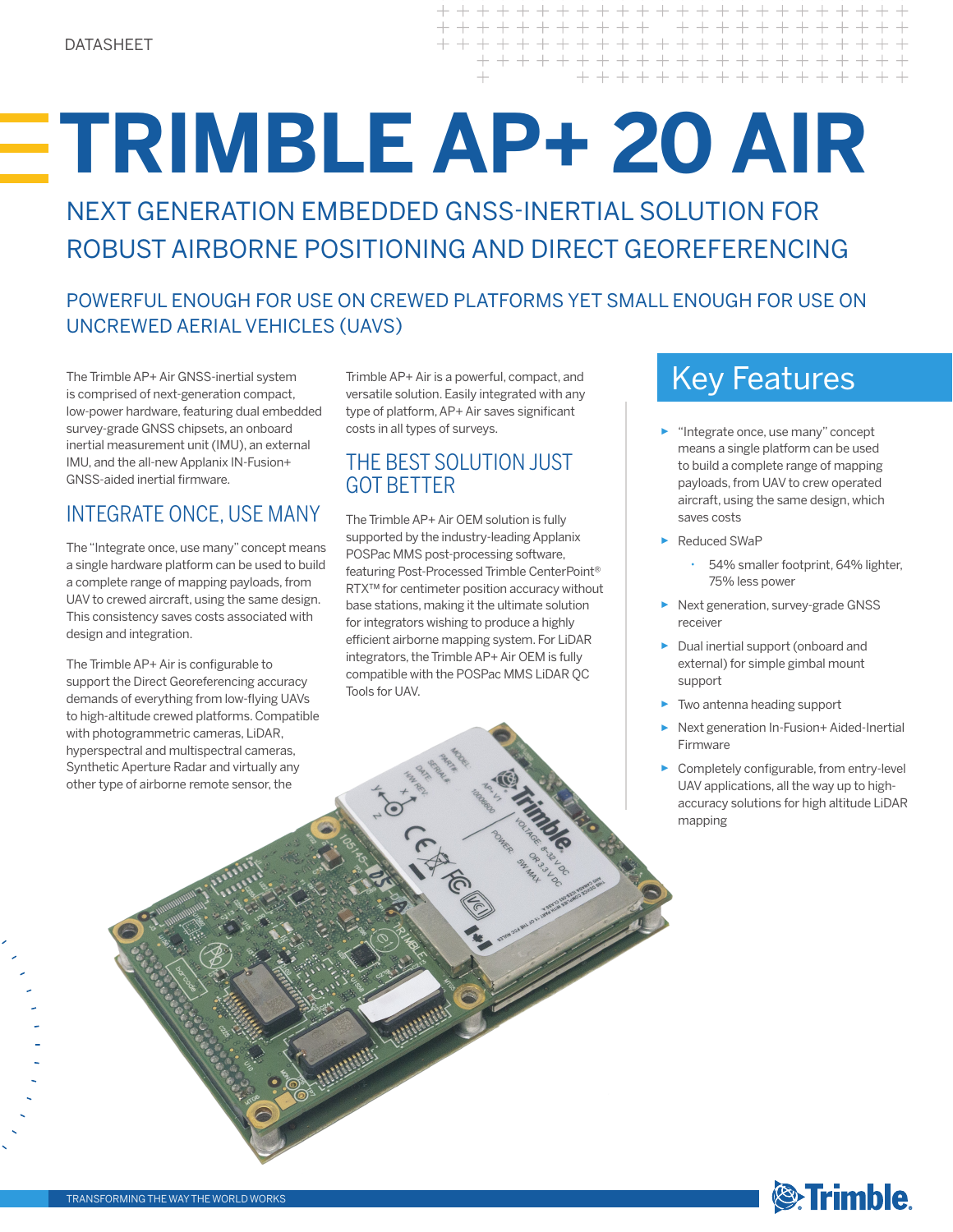DATASHEET

# TRIMBLE AP+ 20 AIR

## NEXT GENERATION EMBEDDED GNSS-INERTIAL SOLUTION FOR ROBUST AIRBORNE POSITIONING AND DIRECT GEOREFERENCING

### POWERFUL ENOUGH FOR USE ON CREWED PLATFORMS YET SMALL ENOUGH FOR USE ON UNCREWED AERIAL VEHICLES (UAVS)

The Trimble AP+ Air GNSS-inertial system is comprised of next-generation compact, low-power hardware, featuring dual embedded survey-grade GNSS chipsets, an onboard inertial measurement unit (IMU), an external IMU, and the all-new Applanix IN-Fusion+ GNSS-aided inertial firmware.

### INTEGRATE ONCE, USE MANY

The "Integrate once, use many" concept means a single hardware platform can be used to build a complete range of mapping payloads, from UAV to crewed aircraft, using the same design. This consistency saves costs associated with design and integration.

The Trimble AP+ Air is configurable to support the Direct Georeferencing accuracy demands of everything from low-flying UAVs to high-altitude crewed platforms. Compatible with photogrammetric cameras, LiDAR, hyperspectral and multispectral cameras, Synthetic Aperture Radar and virtually any other type of airborne remote sensor, the Trimble AP+ Air is a powerful, compact, and versatile solution. Easily integrated with any type of platform, AP+ Air saves significant costs in all types of surveys.

### THE BEST SOLUTION JUST GOT BETTER

The Trimble AP+ Air OEM solution is fully supported by the industry-leading Applanix POSPac MMS post-processing software, featuring Post-Processed Trimble CenterPoint® RTX™ for centimeter position accuracy without base stations, making it the ultimate solution for integrators wishing to produce a highly efficient airborne mapping system. For LiDAR integrators, the Trimble AP+ Air OEM is fully compatible with the POSPac MMS LiDAR QC Tools for UAV.

## Key Features

- "Integrate once, use many" concept means a single platform can be used to build a complete range of mapping payloads, from UAV to crew operated aircraft, using the same design, which saves costs
- Reduced SWaP
  - 54% smaller footprint, 64% lighter, 75% less power
- Next generation, survey-grade GNSS receiver
- Dual inertial support (onboard and external) for simple gimbal mount support
- Two antenna heading support
- Next generation In-Fusion+ Aided-Inertial Firmware
- Completely configurable, from entry-level UAV applications, all the way up to high-accuracy solutions for high altitude LiDAR mapping

TRANSFORMING THE WAY THE WORLD WORKS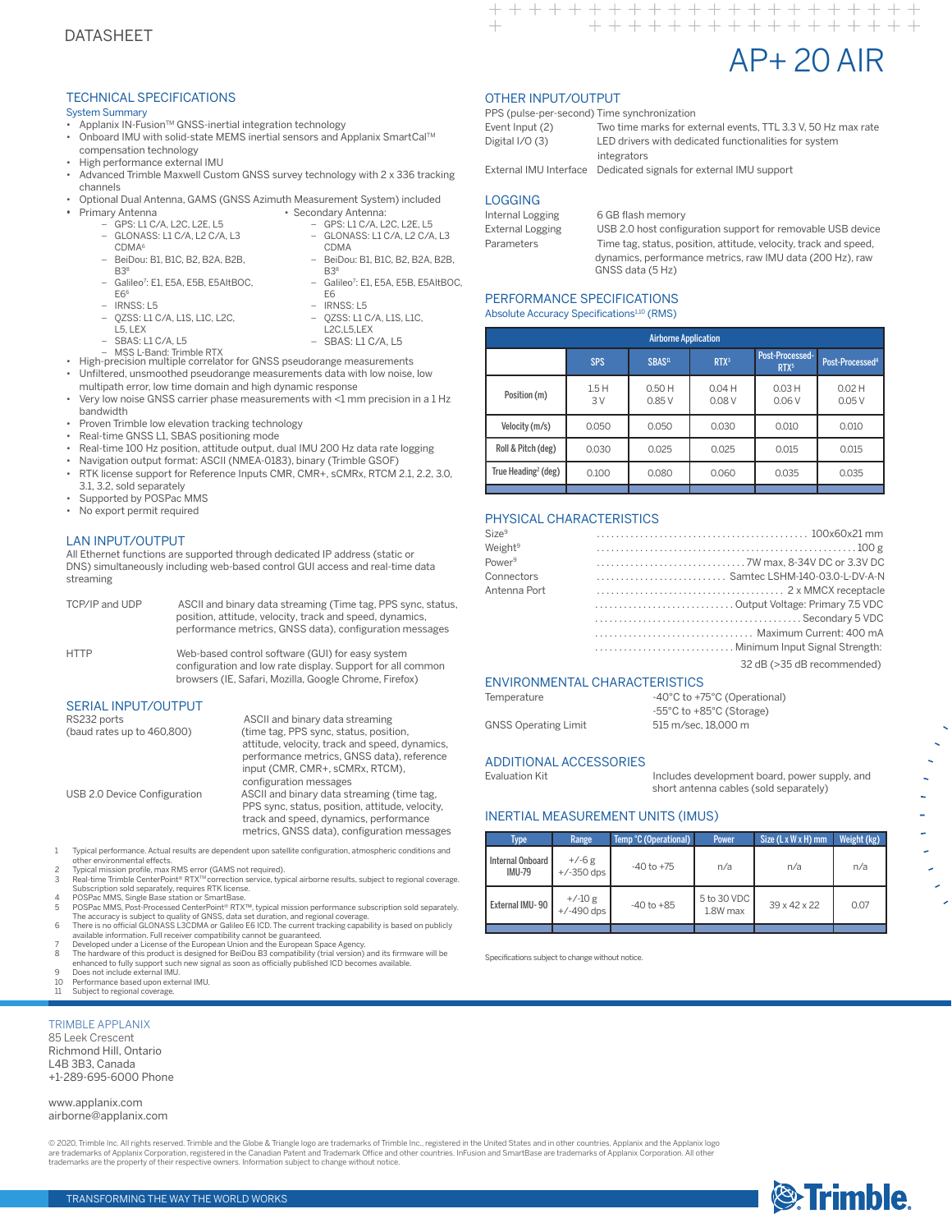DATASHEET

# AP+ 20 AIR

## TECHNICAL SPECIFICATIONS

### System Summary

- Applanix IN-Fusion™ GNSS-inertial integration technology
- Onboard IMU with solid-state MEMS inertial sensors and Applanix SmartCal™ compensation technology
- High performance external IMU
- Advanced Trimble Maxwell Custom GNSS survey technology with 2 x 336 tracking channels
- Optional Dual Antenna, GAMS (GNSS Azimuth Measurement System) included
- Primary Antenna
  - GPS: L1 C/A, L2C, L2E, L5
  - GLONASS: L1 C/A, L2 C/A, L3 CDMA[6]
  - BeiDou: B1, B1C, B2, B2A, B2B, B3[8]
  - Galileo[7]: E1, E5A, E5B, E5AltBOC, E6[6]
  - IRNSS: L5
  - QZSS: L1 C/A, L1S, L1C, L2C, L5, LEX
  - SBAS: L1 C/A, L5
  - MSS L-Band: Trimble RTX
- Secondary Antenna:
  - GPS: L1 C/A, L2C, L2E, L5
  - GLONASS: L1 C/A, L2 C/A, L3 CDMA
  - BeiDou: B1, B1C, B2, B2A, B2B, B3[8]
  - Galileo[7]: E1, E5A, E5B, E5AltBOC, E6
  - IRNSS: L5
  - QZSS: L1 C/A, L1S, L1C, L2C,L5,LEX
  - SBAS: L1 C/A, L5
- High-precision multiple correlator for GNSS pseudorange measurements
- Unfiltered, unsmoothed pseudorange measurements data with low noise, low multipath error, low time domain and high dynamic response
- Very low noise GNSS carrier phase measurements with <1 mm precision in a 1 Hz bandwidth
- Proven Trimble low elevation tracking technology
- Real-time GNSS L1, SBAS positioning mode
- Real-time 100 Hz position, attitude output, dual IMU 200 Hz data rate logging
- Navigation output format: ASCII (NMEA-0183), binary (Trimble GSOF)
- RTK license support for Reference Inputs CMR, CMR+, sCMRx, RTCM 2.1, 2.2, 3.0, 3.1, 3.2, sold separately
- Supported by POSPac MMS
- No export permit required

## LAN INPUT/OUTPUT

All Ethernet functions are supported through dedicated IP address (static or DNS) simultaneously including web-based control GUI access and real-time data streaming

| | |
|---|---|
| TCP/IP and UDP | ASCII and binary data streaming (Time tag, PPS sync, status, position, attitude, velocity, track and speed, dynamics, performance metrics, GNSS data), configuration messages |
| HTTP | Web-based control software (GUI) for easy system configuration and low rate display. Support for all common browsers (IE, Safari, Mozilla, Google Chrome, Firefox) |

## SERIAL INPUT/OUTPUT

| | |
|---|---|
| RS232 ports (baud rates up to 460,800) | ASCII and binary data streaming (time tag, PPS sync, status, position, attitude, velocity, track and speed, dynamics, performance metrics, GNSS data), reference input (CMR, CMR+, sCMRx, RTCM), configuration messages |
| USB 2.0 Device Configuration | ASCII and binary data streaming (time tag, PPS sync, status, position, attitude, velocity, track and speed, dynamics, performance metrics, GNSS data), configuration messages |

1. Typical performance. Actual results are dependent upon satellite configuration, atmospheric conditions and other environmental effects.
2. Typical mission profile, max RMS error (GAMS not required).
3. Real-time Trimble CenterPoint® RTX™ correction service, typical airborne results, subject to regional coverage. Subscription sold separately, requires RTK license.
4. POSPac MMS, Single Base station or SmartBase.
5. POSPac MMS, Post-Processed CenterPoint® RTX™, typical mission performance subscription sold separately. The accuracy is subject to quality of GNSS, data set duration, and regional coverage.
6. There is no official GLONASS L3CDMA or Galileo E6 ICD. The current tracking capability is based on publicly available information. Full receiver compatibility cannot be guaranteed.
7. Developed under a License of the European Union and the European Space Agency.
8. The hardware of this product is designed for BeiDou B3 compatibility (trial version) and its firmware will be enhanced to fully support such new signal as soon as officially published ICD becomes available.
9. Does not include external IMU.
10. Performance based upon external IMU.
11. Subject to regional coverage.

## OTHER INPUT/OUTPUT

PPS (pulse-per-second) Time synchronization

| | |
|---|---|
| Event Input (2) | Two time marks for external events, TTL 3.3 V, 50 Hz max rate |
| Digital I/O (3) | LED drivers with dedicated functionalities for system integrators |
| External IMU Interface | Dedicated signals for external IMU support |

## LOGGING

| | |
|---|---|
| Internal Logging | 6 GB flash memory |
| External Logging | USB 2.0 host configuration support for removable USB device |
| Parameters | Time tag, status, position, attitude, velocity, track and speed, dynamics, performance metrics, raw IMU data (200 Hz), raw GNSS data (5 Hz) |

## PERFORMANCE SPECIFICATIONS

### Absolute Accuracy Specifications[1,10] (RMS)

| Airborne Application | | | | | |
|---|---|---|---|---|---|
| | SPS | SBAS[11] | RTX[3] | Post-Processed-RTX[5] | Post-Processed[4] |
| Position (m) | 1.5 H<br>3 V | 0.50 H<br>0.85 V | 0.04 H<br>0.08 V | 0.03 H<br>0.06 V | 0.02 H<br>0.05 V |
| Velocity (m/s) | 0.050 | 0.050 | 0.030 | 0.010 | 0.010 |
| Roll & Pitch (deg) | 0.030 | 0.025 | 0.025 | 0.015 | 0.015 |
| True Heading[2] (deg) | 0.100 | 0.080 | 0.060 | 0.035 | 0.035 |

## PHYSICAL CHARACTERISTICS

| | |
|---|---|
| Size[9] | 100x60x21 mm |
| Weight[9] | 100 g |
| Power[9] | 7W max, 8-34V DC or 3.3V DC |
| Connectors | Samtec LSHM-140-03.0-L-DV-A-N |
| Antenna Port | 2 x MMCX receptacle |
| | Output Voltage: Primary 7.5 VDC |
| | Secondary 5 VDC |
| | Maximum Current: 400 mA |
| | Minimum Input Signal Strength: 32 dB (>35 dB recommended) |

## ENVIRONMENTAL CHARACTERISTICS

| | |
|---|---|
| Temperature | -40°C to +75°C (Operational)<br>-55°C to +85°C (Storage) |
| GNSS Operating Limit | 515 m/sec, 18,000 m |

## ADDITIONAL ACCESSORIES

| | |
|---|---|
| Evaluation Kit | Includes development board, power supply, and short antenna cables (sold separately) |

## INERTIAL MEASUREMENT UNITS (IMUS)

| Type | Range | Temp °C (Operational) | Power | Size (L x W x H) mm | Weight (kg) |
|---|---|---|---|---|---|
| Internal Onboard IMU-79 | +/-6 g<br>+/-350 dps | -40 to +75 | n/a | n/a | n/a |
| External IMU- 90 | +/-10 g<br>+/-490 dps | -40 to +85 | 5 to 30 VDC<br>1.8W max | 39 x 42 x 22 | 0.07 |

Specifications subject to change without notice.

TRIMBLE APPLANIX
85 Leek Crescent
Richmond Hill, Ontario
L4B 3B3, Canada
+1-289-695-6000 Phone

www.applanix.com
airborne@applanix.com

© 2020, Trimble Inc. All rights reserved. Trimble and the Globe & Triangle logo are trademarks of Trimble Inc., registered in the United States and in other countries. Applanix and the Applanix logo are trademarks of Applanix Corporation, registered in the Canadian Patent and Trademark Office and other countries. InFusion and SmartBase are trademarks of Applanix Corporation. All other trademarks are the property of their respective owners. Information subject to change without notice.

TRANSFORMING THE WAY THE WORLD WORKS

Trimble.